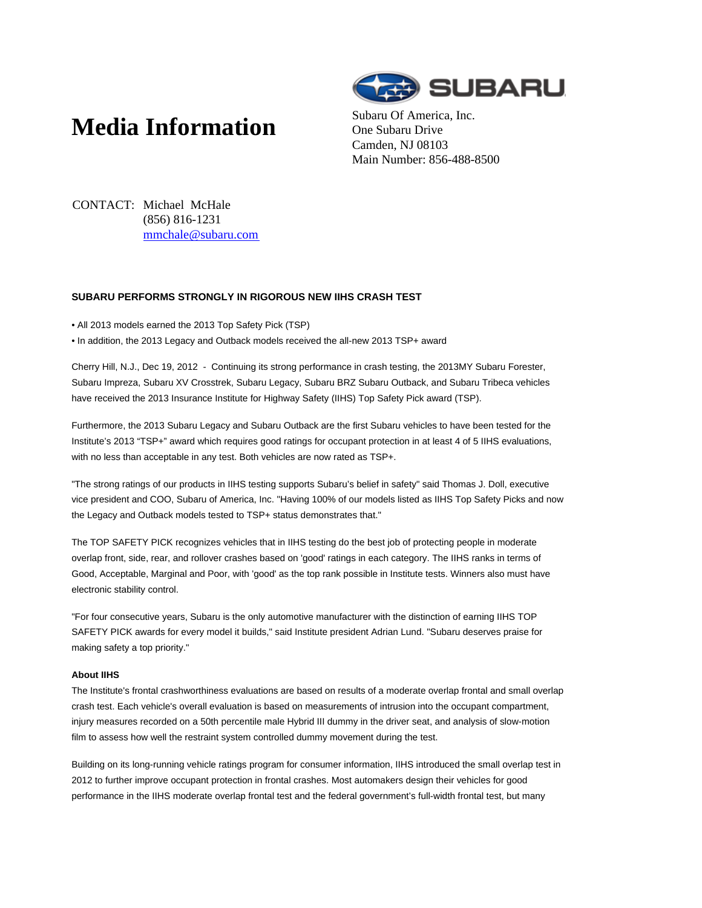# Media Information

Subaru Of America, Inc.
One Subaru Drive
Camden, NJ 08103
Main Number: 856-488-8500

CONTACT: Michael McHale
(856) 816-1231
mmchale@subaru.com

**SUBARU PERFORMS STRONGLY IN RIGOROUS NEW IIHS CRASH TEST**

• All 2013 models earned the 2013 Top Safety Pick (TSP)

• In addition, the 2013 Legacy and Outback models received the all-new 2013 TSP+ award

Cherry Hill, N.J., Dec 19, 2012 - Continuing its strong performance in crash testing, the 2013MY Subaru Forester, Subaru Impreza, Subaru XV Crosstrek, Subaru Legacy, Subaru BRZ Subaru Outback, and Subaru Tribeca vehicles have received the 2013 Insurance Institute for Highway Safety (IIHS) Top Safety Pick award (TSP).

Furthermore, the 2013 Subaru Legacy and Subaru Outback are the first Subaru vehicles to have been tested for the Institute's 2013 "TSP+" award which requires good ratings for occupant protection in at least 4 of 5 IIHS evaluations, with no less than acceptable in any test. Both vehicles are now rated as TSP+.

"The strong ratings of our products in IIHS testing supports Subaru's belief in safety" said Thomas J. Doll, executive vice president and COO, Subaru of America, Inc. "Having 100% of our models listed as IIHS Top Safety Picks and now the Legacy and Outback models tested to TSP+ status demonstrates that."

The TOP SAFETY PICK recognizes vehicles that in IIHS testing do the best job of protecting people in moderate overlap front, side, rear, and rollover crashes based on 'good' ratings in each category. The IIHS ranks in terms of Good, Acceptable, Marginal and Poor, with 'good' as the top rank possible in Institute tests. Winners also must have electronic stability control.

"For four consecutive years, Subaru is the only automotive manufacturer with the distinction of earning IIHS TOP SAFETY PICK awards for every model it builds," said Institute president Adrian Lund. "Subaru deserves praise for making safety a top priority."

**About IIHS**

The Institute's frontal crashworthiness evaluations are based on results of a moderate overlap frontal and small overlap crash test. Each vehicle's overall evaluation is based on measurements of intrusion into the occupant compartment, injury measures recorded on a 50th percentile male Hybrid III dummy in the driver seat, and analysis of slow-motion film to assess how well the restraint system controlled dummy movement during the test.

Building on its long-running vehicle ratings program for consumer information, IIHS introduced the small overlap test in 2012 to further improve occupant protection in frontal crashes. Most automakers design their vehicles for good performance in the IIHS moderate overlap frontal test and the federal government's full-width frontal test, but many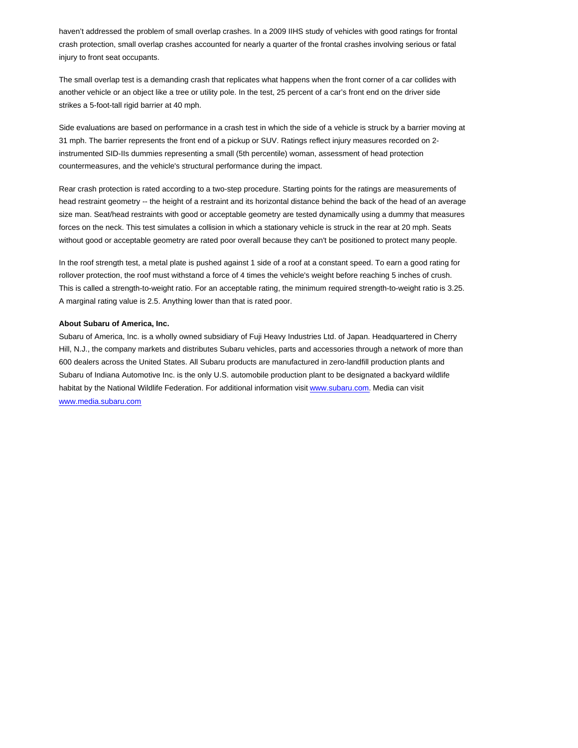haven't addressed the problem of small overlap crashes. In a 2009 IIHS study of vehicles with good ratings for frontal crash protection, small overlap crashes accounted for nearly a quarter of the frontal crashes involving serious or fatal injury to front seat occupants.

The small overlap test is a demanding crash that replicates what happens when the front corner of a car collides with another vehicle or an object like a tree or utility pole. In the test, 25 percent of a car's front end on the driver side strikes a 5-foot-tall rigid barrier at 40 mph.

Side evaluations are based on performance in a crash test in which the side of a vehicle is struck by a barrier moving at 31 mph. The barrier represents the front end of a pickup or SUV. Ratings reflect injury measures recorded on 2-instrumented SID-IIs dummies representing a small (5th percentile) woman, assessment of head protection countermeasures, and the vehicle's structural performance during the impact.

Rear crash protection is rated according to a two-step procedure. Starting points for the ratings are measurements of head restraint geometry -- the height of a restraint and its horizontal distance behind the back of the head of an average size man. Seat/head restraints with good or acceptable geometry are tested dynamically using a dummy that measures forces on the neck. This test simulates a collision in which a stationary vehicle is struck in the rear at 20 mph. Seats without good or acceptable geometry are rated poor overall because they can't be positioned to protect many people.

In the roof strength test, a metal plate is pushed against 1 side of a roof at a constant speed. To earn a good rating for rollover protection, the roof must withstand a force of 4 times the vehicle's weight before reaching 5 inches of crush. This is called a strength-to-weight ratio. For an acceptable rating, the minimum required strength-to-weight ratio is 3.25. A marginal rating value is 2.5. Anything lower than that is rated poor.

**About Subaru of America, Inc.**

Subaru of America, Inc. is a wholly owned subsidiary of Fuji Heavy Industries Ltd. of Japan. Headquartered in Cherry Hill, N.J., the company markets and distributes Subaru vehicles, parts and accessories through a network of more than 600 dealers across the United States. All Subaru products are manufactured in zero-landfill production plants and Subaru of Indiana Automotive Inc. is the only U.S. automobile production plant to be designated a backyard wildlife habitat by the National Wildlife Federation. For additional information visit www.subaru.com. Media can visit www.media.subaru.com